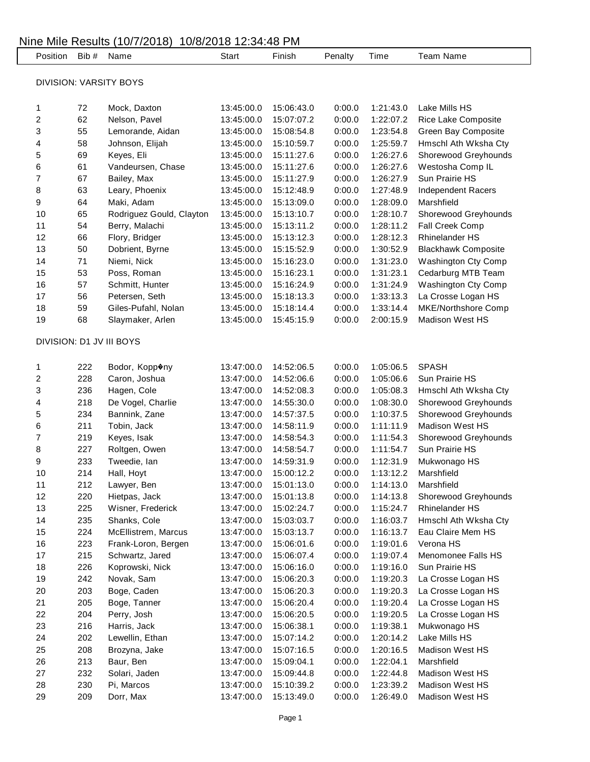# Nine Mile Results (10/7/2018) 10/8/2018 12:34:48 PM

| Position | Bib # | Name | Start | Finish | Penalty | Time | Team Name |
|---|---|---|---|---|---|---|---|

DIVISION: VARSITY BOYS

| Position | Bib # | Name | Start | Finish | Penalty | Time | Team Name |
|---|---|---|---|---|---|---|---|
| 1 | 72 | Mock, Daxton | 13:45:00.0 | 15:06:43.0 | 0:00.0 | 1:21:43.0 | Lake Mills HS |
| 2 | 62 | Nelson, Pavel | 13:45:00.0 | 15:07:07.2 | 0:00.0 | 1:22:07.2 | Rice Lake Composite |
| 3 | 55 | Lemorande, Aidan | 13:45:00.0 | 15:08:54.8 | 0:00.0 | 1:23:54.8 | Green Bay Composite |
| 4 | 58 | Johnson, Elijah | 13:45:00.0 | 15:10:59.7 | 0:00.0 | 1:25:59.7 | Hmschl Ath Wksha Cty |
| 5 | 69 | Keyes, Eli | 13:45:00.0 | 15:11:27.6 | 0:00.0 | 1:26:27.6 | Shorewood Greyhounds |
| 6 | 61 | Vandeursen, Chase | 13:45:00.0 | 15:11:27.6 | 0:00.0 | 1:26:27.6 | Westosha Comp IL |
| 7 | 67 | Bailey, Max | 13:45:00.0 | 15:11:27.9 | 0:00.0 | 1:26:27.9 | Sun Prairie HS |
| 8 | 63 | Leary, Phoenix | 13:45:00.0 | 15:12:48.9 | 0:00.0 | 1:27:48.9 | Independent Racers |
| 9 | 64 | Maki, Adam | 13:45:00.0 | 15:13:09.0 | 0:00.0 | 1:28:09.0 | Marshfield |
| 10 | 65 | Rodriguez Gould, Clayton | 13:45:00.0 | 15:13:10.7 | 0:00.0 | 1:28:10.7 | Shorewood Greyhounds |
| 11 | 54 | Berry, Malachi | 13:45:00.0 | 15:13:11.2 | 0:00.0 | 1:28:11.2 | Fall Creek Comp |
| 12 | 66 | Flory, Bridger | 13:45:00.0 | 15:13:12.3 | 0:00.0 | 1:28:12.3 | Rhinelander HS |
| 13 | 50 | Dobrient, Byrne | 13:45:00.0 | 15:15:52.9 | 0:00.0 | 1:30:52.9 | Blackhawk Composite |
| 14 | 71 | Niemi, Nick | 13:45:00.0 | 15:16:23.0 | 0:00.0 | 1:31:23.0 | Washington Cty Comp |
| 15 | 53 | Poss, Roman | 13:45:00.0 | 15:16:23.1 | 0:00.0 | 1:31:23.1 | Cedarburg MTB Team |
| 16 | 57 | Schmitt, Hunter | 13:45:00.0 | 15:16:24.9 | 0:00.0 | 1:31:24.9 | Washington Cty Comp |
| 17 | 56 | Petersen, Seth | 13:45:00.0 | 15:18:13.3 | 0:00.0 | 1:33:13.3 | La Crosse Logan HS |
| 18 | 59 | Giles-Pufahl, Nolan | 13:45:00.0 | 15:18:14.4 | 0:00.0 | 1:33:14.4 | MKE/Northshore Comp |
| 19 | 68 | Slaymaker, Arlen | 13:45:00.0 | 15:45:15.9 | 0:00.0 | 2:00:15.9 | Madison West HS |

DIVISION: D1 JV III BOYS

| Position | Bib # | Name | Start | Finish | Penalty | Time | Team Name |
|---|---|---|---|---|---|---|---|
| 1 | 222 | Bodor, Kopp�ny | 13:47:00.0 | 14:52:06.5 | 0:00.0 | 1:05:06.5 | SPASH |
| 2 | 228 | Caron, Joshua | 13:47:00.0 | 14:52:06.6 | 0:00.0 | 1:05:06.6 | Sun Prairie HS |
| 3 | 236 | Hagen, Cole | 13:47:00.0 | 14:52:08.3 | 0:00.0 | 1:05:08.3 | Hmschl Ath Wksha Cty |
| 4 | 218 | De Vogel, Charlie | 13:47:00.0 | 14:55:30.0 | 0:00.0 | 1:08:30.0 | Shorewood Greyhounds |
| 5 | 234 | Bannink, Zane | 13:47:00.0 | 14:57:37.5 | 0:00.0 | 1:10:37.5 | Shorewood Greyhounds |
| 6 | 211 | Tobin, Jack | 13:47:00.0 | 14:58:11.9 | 0:00.0 | 1:11:11.9 | Madison West HS |
| 7 | 219 | Keyes, Isak | 13:47:00.0 | 14:58:54.3 | 0:00.0 | 1:11:54.3 | Shorewood Greyhounds |
| 8 | 227 | Roltgen, Owen | 13:47:00.0 | 14:58:54.7 | 0:00.0 | 1:11:54.7 | Sun Prairie HS |
| 9 | 233 | Tweedie, Ian | 13:47:00.0 | 14:59:31.9 | 0:00.0 | 1:12:31.9 | Mukwonago HS |
| 10 | 214 | Hall, Hoyt | 13:47:00.0 | 15:00:12.2 | 0:00.0 | 1:13:12.2 | Marshfield |
| 11 | 212 | Lawyer, Ben | 13:47:00.0 | 15:01:13.0 | 0:00.0 | 1:14:13.0 | Marshfield |
| 12 | 220 | Hietpas, Jack | 13:47:00.0 | 15:01:13.8 | 0:00.0 | 1:14:13.8 | Shorewood Greyhounds |
| 13 | 225 | Wisner, Frederick | 13:47:00.0 | 15:02:24.7 | 0:00.0 | 1:15:24.7 | Rhinelander HS |
| 14 | 235 | Shanks, Cole | 13:47:00.0 | 15:03:03.7 | 0:00.0 | 1:16:03.7 | Hmschl Ath Wksha Cty |
| 15 | 224 | McEllistrem, Marcus | 13:47:00.0 | 15:03:13.7 | 0:00.0 | 1:16:13.7 | Eau Claire Mem HS |
| 16 | 223 | Frank-Loron, Bergen | 13:47:00.0 | 15:06:01.6 | 0:00.0 | 1:19:01.6 | Verona HS |
| 17 | 215 | Schwartz, Jared | 13:47:00.0 | 15:06:07.4 | 0:00.0 | 1:19:07.4 | Menomonee Falls HS |
| 18 | 226 | Koprowski, Nick | 13:47:00.0 | 15:06:16.0 | 0:00.0 | 1:19:16.0 | Sun Prairie HS |
| 19 | 242 | Novak, Sam | 13:47:00.0 | 15:06:20.3 | 0:00.0 | 1:19:20.3 | La Crosse Logan HS |
| 20 | 203 | Boge, Caden | 13:47:00.0 | 15:06:20.3 | 0:00.0 | 1:19:20.3 | La Crosse Logan HS |
| 21 | 205 | Boge, Tanner | 13:47:00.0 | 15:06:20.4 | 0:00.0 | 1:19:20.4 | La Crosse Logan HS |
| 22 | 204 | Perry, Josh | 13:47:00.0 | 15:06:20.5 | 0:00.0 | 1:19:20.5 | La Crosse Logan HS |
| 23 | 216 | Harris, Jack | 13:47:00.0 | 15:06:38.1 | 0:00.0 | 1:19:38.1 | Mukwonago HS |
| 24 | 202 | Lewellin, Ethan | 13:47:00.0 | 15:07:14.2 | 0:00.0 | 1:20:14.2 | Lake Mills HS |
| 25 | 208 | Brozyna, Jake | 13:47:00.0 | 15:07:16.5 | 0:00.0 | 1:20:16.5 | Madison West HS |
| 26 | 213 | Baur, Ben | 13:47:00.0 | 15:09:04.1 | 0:00.0 | 1:22:04.1 | Marshfield |
| 27 | 232 | Solari, Jaden | 13:47:00.0 | 15:09:44.8 | 0:00.0 | 1:22:44.8 | Madison West HS |
| 28 | 230 | Pi, Marcos | 13:47:00.0 | 15:10:39.2 | 0:00.0 | 1:23:39.2 | Madison West HS |
| 29 | 209 | Dorr, Max | 13:47:00.0 | 15:13:49.0 | 0:00.0 | 1:26:49.0 | Madison West HS |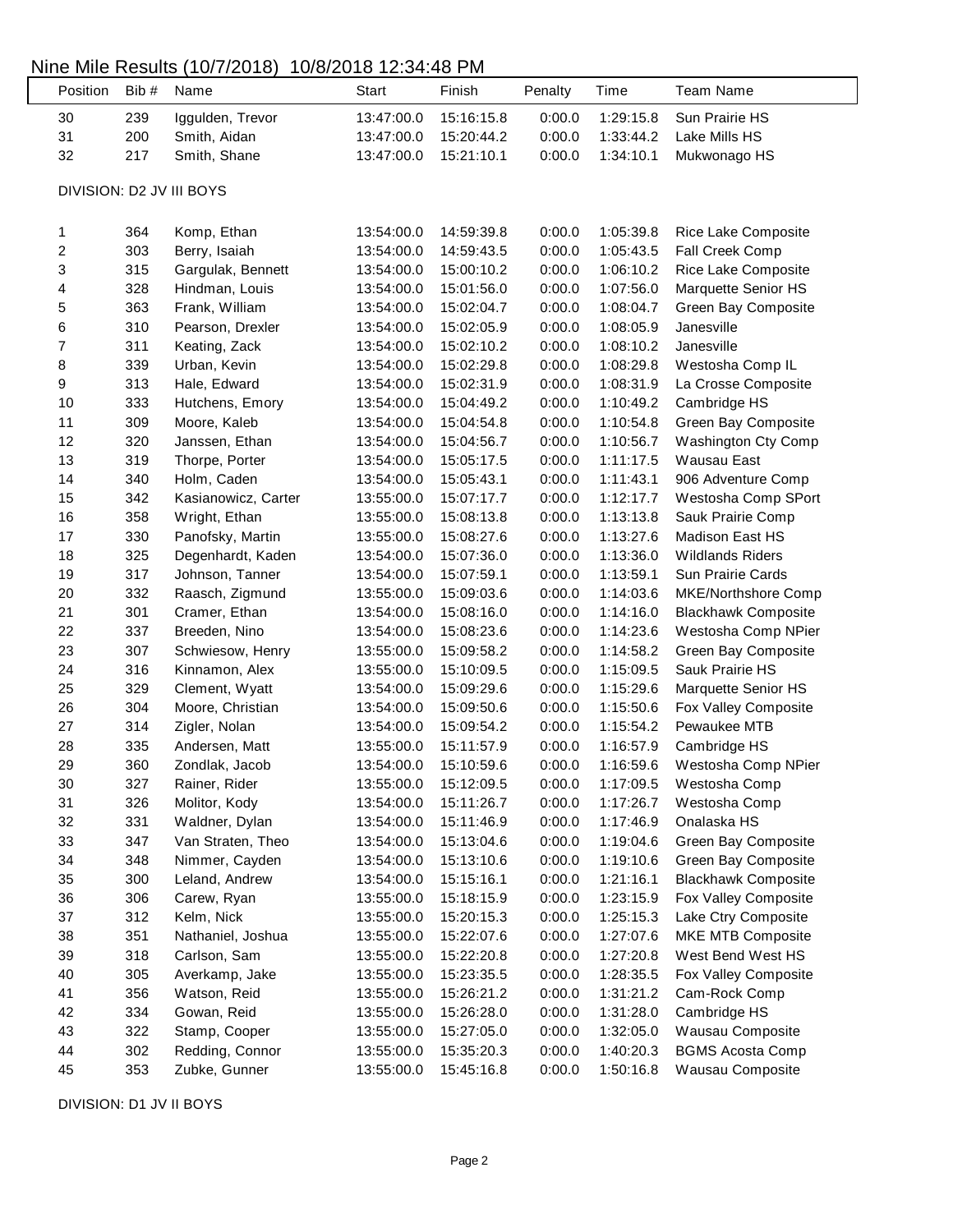# Nine Mile Results (10/7/2018) 10/8/2018 12:34:48 PM

| Position | Bib # | Name | Start | Finish | Penalty | Time | Team Name |
|---|---|---|---|---|---|---|---|
| 30 | 239 | Iggulden, Trevor | 13:47:00.0 | 15:16:15.8 | 0:00.0 | 1:29:15.8 | Sun Prairie HS |
| 31 | 200 | Smith, Aidan | 13:47:00.0 | 15:20:44.2 | 0:00.0 | 1:33:44.2 | Lake Mills HS |
| 32 | 217 | Smith, Shane | 13:47:00.0 | 15:21:10.1 | 0:00.0 | 1:34:10.1 | Mukwonago HS |

DIVISION: D2 JV III BOYS

| Position | Bib # | Name | Start | Finish | Penalty | Time | Team Name |
|---|---|---|---|---|---|---|---|
| 1 | 364 | Komp, Ethan | 13:54:00.0 | 14:59:39.8 | 0:00.0 | 1:05:39.8 | Rice Lake Composite |
| 2 | 303 | Berry, Isaiah | 13:54:00.0 | 14:59:43.5 | 0:00.0 | 1:05:43.5 | Fall Creek Comp |
| 3 | 315 | Gargulak, Bennett | 13:54:00.0 | 15:00:10.2 | 0:00.0 | 1:06:10.2 | Rice Lake Composite |
| 4 | 328 | Hindman, Louis | 13:54:00.0 | 15:01:56.0 | 0:00.0 | 1:07:56.0 | Marquette Senior HS |
| 5 | 363 | Frank, William | 13:54:00.0 | 15:02:04.7 | 0:00.0 | 1:08:04.7 | Green Bay Composite |
| 6 | 310 | Pearson, Drexler | 13:54:00.0 | 15:02:05.9 | 0:00.0 | 1:08:05.9 | Janesville |
| 7 | 311 | Keating, Zack | 13:54:00.0 | 15:02:10.2 | 0:00.0 | 1:08:10.2 | Janesville |
| 8 | 339 | Urban, Kevin | 13:54:00.0 | 15:02:29.8 | 0:00.0 | 1:08:29.8 | Westosha Comp IL |
| 9 | 313 | Hale, Edward | 13:54:00.0 | 15:02:31.9 | 0:00.0 | 1:08:31.9 | La Crosse Composite |
| 10 | 333 | Hutchens, Emory | 13:54:00.0 | 15:04:49.2 | 0:00.0 | 1:10:49.2 | Cambridge HS |
| 11 | 309 | Moore, Kaleb | 13:54:00.0 | 15:04:54.8 | 0:00.0 | 1:10:54.8 | Green Bay Composite |
| 12 | 320 | Janssen, Ethan | 13:54:00.0 | 15:04:56.7 | 0:00.0 | 1:10:56.7 | Washington Cty Comp |
| 13 | 319 | Thorpe, Porter | 13:54:00.0 | 15:05:17.5 | 0:00.0 | 1:11:17.5 | Wausau East |
| 14 | 340 | Holm, Caden | 13:54:00.0 | 15:05:43.1 | 0:00.0 | 1:11:43.1 | 906 Adventure Comp |
| 15 | 342 | Kasianowicz, Carter | 13:55:00.0 | 15:07:17.7 | 0:00.0 | 1:12:17.7 | Westosha Comp SPort |
| 16 | 358 | Wright, Ethan | 13:55:00.0 | 15:08:13.8 | 0:00.0 | 1:13:13.8 | Sauk Prairie Comp |
| 17 | 330 | Panofsky, Martin | 13:55:00.0 | 15:08:27.6 | 0:00.0 | 1:13:27.6 | Madison East HS |
| 18 | 325 | Degenhardt, Kaden | 13:54:00.0 | 15:07:36.0 | 0:00.0 | 1:13:36.0 | Wildlands Riders |
| 19 | 317 | Johnson, Tanner | 13:54:00.0 | 15:07:59.1 | 0:00.0 | 1:13:59.1 | Sun Prairie Cards |
| 20 | 332 | Raasch, Zigmund | 13:55:00.0 | 15:09:03.6 | 0:00.0 | 1:14:03.6 | MKE/Northshore Comp |
| 21 | 301 | Cramer, Ethan | 13:54:00.0 | 15:08:16.0 | 0:00.0 | 1:14:16.0 | Blackhawk Composite |
| 22 | 337 | Breeden, Nino | 13:54:00.0 | 15:08:23.6 | 0:00.0 | 1:14:23.6 | Westosha Comp NPier |
| 23 | 307 | Schwiesow, Henry | 13:55:00.0 | 15:09:58.2 | 0:00.0 | 1:14:58.2 | Green Bay Composite |
| 24 | 316 | Kinnamon, Alex | 13:55:00.0 | 15:10:09.5 | 0:00.0 | 1:15:09.5 | Sauk Prairie HS |
| 25 | 329 | Clement, Wyatt | 13:54:00.0 | 15:09:29.6 | 0:00.0 | 1:15:29.6 | Marquette Senior HS |
| 26 | 304 | Moore, Christian | 13:54:00.0 | 15:09:50.6 | 0:00.0 | 1:15:50.6 | Fox Valley Composite |
| 27 | 314 | Zigler, Nolan | 13:54:00.0 | 15:09:54.2 | 0:00.0 | 1:15:54.2 | Pewaukee MTB |
| 28 | 335 | Andersen, Matt | 13:55:00.0 | 15:11:57.9 | 0:00.0 | 1:16:57.9 | Cambridge HS |
| 29 | 360 | Zondlak, Jacob | 13:54:00.0 | 15:10:59.6 | 0:00.0 | 1:16:59.6 | Westosha Comp NPier |
| 30 | 327 | Rainer, Rider | 13:55:00.0 | 15:12:09.5 | 0:00.0 | 1:17:09.5 | Westosha Comp |
| 31 | 326 | Molitor, Kody | 13:54:00.0 | 15:11:26.7 | 0:00.0 | 1:17:26.7 | Westosha Comp |
| 32 | 331 | Waldner, Dylan | 13:54:00.0 | 15:11:46.9 | 0:00.0 | 1:17:46.9 | Onalaska HS |
| 33 | 347 | Van Straten, Theo | 13:54:00.0 | 15:13:04.6 | 0:00.0 | 1:19:04.6 | Green Bay Composite |
| 34 | 348 | Nimmer, Cayden | 13:54:00.0 | 15:13:10.6 | 0:00.0 | 1:19:10.6 | Green Bay Composite |
| 35 | 300 | Leland, Andrew | 13:54:00.0 | 15:15:16.1 | 0:00.0 | 1:21:16.1 | Blackhawk Composite |
| 36 | 306 | Carew, Ryan | 13:55:00.0 | 15:18:15.9 | 0:00.0 | 1:23:15.9 | Fox Valley Composite |
| 37 | 312 | Kelm, Nick | 13:55:00.0 | 15:20:15.3 | 0:00.0 | 1:25:15.3 | Lake Ctry Composite |
| 38 | 351 | Nathaniel, Joshua | 13:55:00.0 | 15:22:07.6 | 0:00.0 | 1:27:07.6 | MKE MTB Composite |
| 39 | 318 | Carlson, Sam | 13:55:00.0 | 15:22:20.8 | 0:00.0 | 1:27:20.8 | West Bend West HS |
| 40 | 305 | Averkamp, Jake | 13:55:00.0 | 15:23:35.5 | 0:00.0 | 1:28:35.5 | Fox Valley Composite |
| 41 | 356 | Watson, Reid | 13:55:00.0 | 15:26:21.2 | 0:00.0 | 1:31:21.2 | Cam-Rock Comp |
| 42 | 334 | Gowan, Reid | 13:55:00.0 | 15:26:28.0 | 0:00.0 | 1:31:28.0 | Cambridge HS |
| 43 | 322 | Stamp, Cooper | 13:55:00.0 | 15:27:05.0 | 0:00.0 | 1:32:05.0 | Wausau Composite |
| 44 | 302 | Redding, Connor | 13:55:00.0 | 15:35:20.3 | 0:00.0 | 1:40:20.3 | BGMS Acosta Comp |
| 45 | 353 | Zubke, Gunner | 13:55:00.0 | 15:45:16.8 | 0:00.0 | 1:50:16.8 | Wausau Composite |

DIVISION: D1 JV II BOYS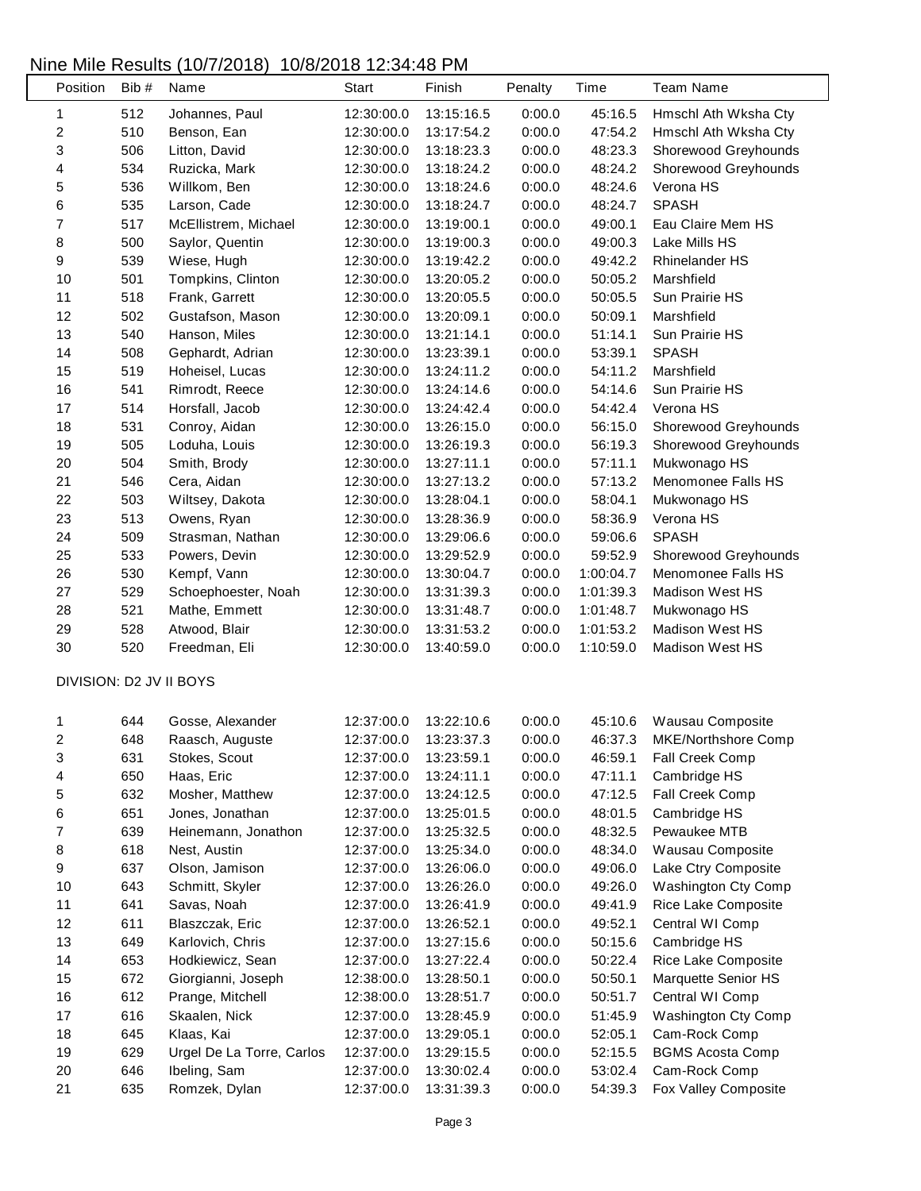Nine Mile Results (10/7/2018) 10/8/2018 12:34:48 PM

| Position | Bib # | Name | Start | Finish | Penalty | Time | Team Name |
|---|---|---|---|---|---|---|---|
| 1 | 512 | Johannes, Paul | 12:30:00.0 | 13:15:16.5 | 0:00.0 | 45:16.5 | Hmschl Ath Wksha Cty |
| 2 | 510 | Benson, Ean | 12:30:00.0 | 13:17:54.2 | 0:00.0 | 47:54.2 | Hmschl Ath Wksha Cty |
| 3 | 506 | Litton, David | 12:30:00.0 | 13:18:23.3 | 0:00.0 | 48:23.3 | Shorewood Greyhounds |
| 4 | 534 | Ruzicka, Mark | 12:30:00.0 | 13:18:24.2 | 0:00.0 | 48:24.2 | Shorewood Greyhounds |
| 5 | 536 | Willkom, Ben | 12:30:00.0 | 13:18:24.6 | 0:00.0 | 48:24.6 | Verona HS |
| 6 | 535 | Larson, Cade | 12:30:00.0 | 13:18:24.7 | 0:00.0 | 48:24.7 | SPASH |
| 7 | 517 | McEllistrem, Michael | 12:30:00.0 | 13:19:00.1 | 0:00.0 | 49:00.1 | Eau Claire Mem HS |
| 8 | 500 | Saylor, Quentin | 12:30:00.0 | 13:19:00.3 | 0:00.0 | 49:00.3 | Lake Mills HS |
| 9 | 539 | Wiese, Hugh | 12:30:00.0 | 13:19:42.2 | 0:00.0 | 49:42.2 | Rhinelander HS |
| 10 | 501 | Tompkins, Clinton | 12:30:00.0 | 13:20:05.2 | 0:00.0 | 50:05.2 | Marshfield |
| 11 | 518 | Frank, Garrett | 12:30:00.0 | 13:20:05.5 | 0:00.0 | 50:05.5 | Sun Prairie HS |
| 12 | 502 | Gustafson, Mason | 12:30:00.0 | 13:20:09.1 | 0:00.0 | 50:09.1 | Marshfield |
| 13 | 540 | Hanson, Miles | 12:30:00.0 | 13:21:14.1 | 0:00.0 | 51:14.1 | Sun Prairie HS |
| 14 | 508 | Gephardt, Adrian | 12:30:00.0 | 13:23:39.1 | 0:00.0 | 53:39.1 | SPASH |
| 15 | 519 | Hoheisel, Lucas | 12:30:00.0 | 13:24:11.2 | 0:00.0 | 54:11.2 | Marshfield |
| 16 | 541 | Rimrodt, Reece | 12:30:00.0 | 13:24:14.6 | 0:00.0 | 54:14.6 | Sun Prairie HS |
| 17 | 514 | Horsfall, Jacob | 12:30:00.0 | 13:24:42.4 | 0:00.0 | 54:42.4 | Verona HS |
| 18 | 531 | Conroy, Aidan | 12:30:00.0 | 13:26:15.0 | 0:00.0 | 56:15.0 | Shorewood Greyhounds |
| 19 | 505 | Loduha, Louis | 12:30:00.0 | 13:26:19.3 | 0:00.0 | 56:19.3 | Shorewood Greyhounds |
| 20 | 504 | Smith, Brody | 12:30:00.0 | 13:27:11.1 | 0:00.0 | 57:11.1 | Mukwonago HS |
| 21 | 546 | Cera, Aidan | 12:30:00.0 | 13:27:13.2 | 0:00.0 | 57:13.2 | Menomonee Falls HS |
| 22 | 503 | Wiltsey, Dakota | 12:30:00.0 | 13:28:04.1 | 0:00.0 | 58:04.1 | Mukwonago HS |
| 23 | 513 | Owens, Ryan | 12:30:00.0 | 13:28:36.9 | 0:00.0 | 58:36.9 | Verona HS |
| 24 | 509 | Strasman, Nathan | 12:30:00.0 | 13:29:06.6 | 0:00.0 | 59:06.6 | SPASH |
| 25 | 533 | Powers, Devin | 12:30:00.0 | 13:29:52.9 | 0:00.0 | 59:52.9 | Shorewood Greyhounds |
| 26 | 530 | Kempf, Vann | 12:30:00.0 | 13:30:04.7 | 0:00.0 | 1:00:04.7 | Menomonee Falls HS |
| 27 | 529 | Schoephoester, Noah | 12:30:00.0 | 13:31:39.3 | 0:00.0 | 1:01:39.3 | Madison West HS |
| 28 | 521 | Mathe, Emmett | 12:30:00.0 | 13:31:48.7 | 0:00.0 | 1:01:48.7 | Mukwonago HS |
| 29 | 528 | Atwood, Blair | 12:30:00.0 | 13:31:53.2 | 0:00.0 | 1:01:53.2 | Madison West HS |
| 30 | 520 | Freedman, Eli | 12:30:00.0 | 13:40:59.0 | 0:00.0 | 1:10:59.0 | Madison West HS |

DIVISION: D2 JV II BOYS

| Position | Bib # | Name | Start | Finish | Penalty | Time | Team Name |
|---|---|---|---|---|---|---|---|
| 1 | 644 | Gosse, Alexander | 12:37:00.0 | 13:22:10.6 | 0:00.0 | 45:10.6 | Wausau Composite |
| 2 | 648 | Raasch, Auguste | 12:37:00.0 | 13:23:37.3 | 0:00.0 | 46:37.3 | MKE/Northshore Comp |
| 3 | 631 | Stokes, Scout | 12:37:00.0 | 13:23:59.1 | 0:00.0 | 46:59.1 | Fall Creek Comp |
| 4 | 650 | Haas, Eric | 12:37:00.0 | 13:24:11.1 | 0:00.0 | 47:11.1 | Cambridge HS |
| 5 | 632 | Mosher, Matthew | 12:37:00.0 | 13:24:12.5 | 0:00.0 | 47:12.5 | Fall Creek Comp |
| 6 | 651 | Jones, Jonathan | 12:37:00.0 | 13:25:01.5 | 0:00.0 | 48:01.5 | Cambridge HS |
| 7 | 639 | Heinemann, Jonathon | 12:37:00.0 | 13:25:32.5 | 0:00.0 | 48:32.5 | Pewaukee MTB |
| 8 | 618 | Nest, Austin | 12:37:00.0 | 13:25:34.0 | 0:00.0 | 48:34.0 | Wausau Composite |
| 9 | 637 | Olson, Jamison | 12:37:00.0 | 13:26:06.0 | 0:00.0 | 49:06.0 | Lake Ctry Composite |
| 10 | 643 | Schmitt, Skyler | 12:37:00.0 | 13:26:26.0 | 0:00.0 | 49:26.0 | Washington Cty Comp |
| 11 | 641 | Savas, Noah | 12:37:00.0 | 13:26:41.9 | 0:00.0 | 49:41.9 | Rice Lake Composite |
| 12 | 611 | Blaszczak, Eric | 12:37:00.0 | 13:26:52.1 | 0:00.0 | 49:52.1 | Central WI Comp |
| 13 | 649 | Karlovich, Chris | 12:37:00.0 | 13:27:15.6 | 0:00.0 | 50:15.6 | Cambridge HS |
| 14 | 653 | Hodkiewicz, Sean | 12:37:00.0 | 13:27:22.4 | 0:00.0 | 50:22.4 | Rice Lake Composite |
| 15 | 672 | Giorgianni, Joseph | 12:38:00.0 | 13:28:50.1 | 0:00.0 | 50:50.1 | Marquette Senior HS |
| 16 | 612 | Prange, Mitchell | 12:38:00.0 | 13:28:51.7 | 0:00.0 | 50:51.7 | Central WI Comp |
| 17 | 616 | Skaalen, Nick | 12:37:00.0 | 13:28:45.9 | 0:00.0 | 51:45.9 | Washington Cty Comp |
| 18 | 645 | Klaas, Kai | 12:37:00.0 | 13:29:05.1 | 0:00.0 | 52:05.1 | Cam-Rock Comp |
| 19 | 629 | Urgel De La Torre, Carlos | 12:37:00.0 | 13:29:15.5 | 0:00.0 | 52:15.5 | BGMS Acosta Comp |
| 20 | 646 | Ibeling, Sam | 12:37:00.0 | 13:30:02.4 | 0:00.0 | 53:02.4 | Cam-Rock Comp |
| 21 | 635 | Romzek, Dylan | 12:37:00.0 | 13:31:39.3 | 0:00.0 | 54:39.3 | Fox Valley Composite |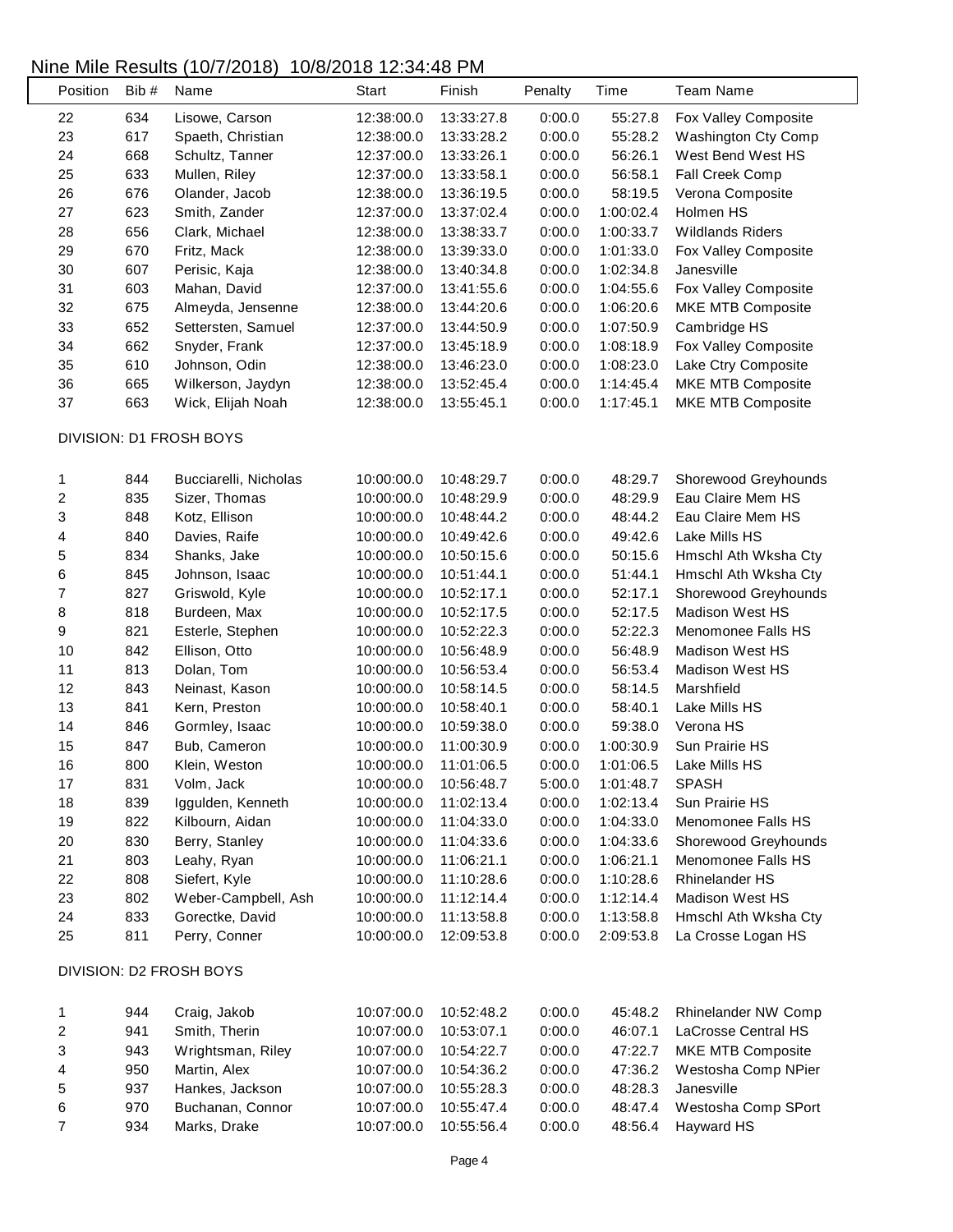# Nine Mile Results (10/7/2018) 10/8/2018 12:34:48 PM

| Position | Bib # | Name | Start | Finish | Penalty | Time | Team Name |
|---|---|---|---|---|---|---|---|
| 22 | 634 | Lisowe, Carson | 12:38:00.0 | 13:33:27.8 | 0:00.0 | 55:27.8 | Fox Valley Composite |
| 23 | 617 | Spaeth, Christian | 12:38:00.0 | 13:33:28.2 | 0:00.0 | 55:28.2 | Washington Cty Comp |
| 24 | 668 | Schultz, Tanner | 12:37:00.0 | 13:33:26.1 | 0:00.0 | 56:26.1 | West Bend West HS |
| 25 | 633 | Mullen, Riley | 12:37:00.0 | 13:33:58.1 | 0:00.0 | 56:58.1 | Fall Creek Comp |
| 26 | 676 | Olander, Jacob | 12:38:00.0 | 13:36:19.5 | 0:00.0 | 58:19.5 | Verona Composite |
| 27 | 623 | Smith, Zander | 12:37:00.0 | 13:37:02.4 | 0:00.0 | 1:00:02.4 | Holmen HS |
| 28 | 656 | Clark, Michael | 12:38:00.0 | 13:38:33.7 | 0:00.0 | 1:00:33.7 | Wildlands Riders |
| 29 | 670 | Fritz, Mack | 12:38:00.0 | 13:39:33.0 | 0:00.0 | 1:01:33.0 | Fox Valley Composite |
| 30 | 607 | Perisic, Kaja | 12:38:00.0 | 13:40:34.8 | 0:00.0 | 1:02:34.8 | Janesville |
| 31 | 603 | Mahan, David | 12:37:00.0 | 13:41:55.6 | 0:00.0 | 1:04:55.6 | Fox Valley Composite |
| 32 | 675 | Almeyda, Jensenne | 12:38:00.0 | 13:44:20.6 | 0:00.0 | 1:06:20.6 | MKE MTB Composite |
| 33 | 652 | Settersten, Samuel | 12:37:00.0 | 13:44:50.9 | 0:00.0 | 1:07:50.9 | Cambridge HS |
| 34 | 662 | Snyder, Frank | 12:37:00.0 | 13:45:18.9 | 0:00.0 | 1:08:18.9 | Fox Valley Composite |
| 35 | 610 | Johnson, Odin | 12:38:00.0 | 13:46:23.0 | 0:00.0 | 1:08:23.0 | Lake Ctry Composite |
| 36 | 665 | Wilkerson, Jaydyn | 12:38:00.0 | 13:52:45.4 | 0:00.0 | 1:14:45.4 | MKE MTB Composite |
| 37 | 663 | Wick, Elijah Noah | 12:38:00.0 | 13:55:45.1 | 0:00.0 | 1:17:45.1 | MKE MTB Composite |

DIVISION: D1 FROSH BOYS

| Position | Bib # | Name | Start | Finish | Penalty | Time | Team Name |
|---|---|---|---|---|---|---|---|
| 1 | 844 | Bucciarelli, Nicholas | 10:00:00.0 | 10:48:29.7 | 0:00.0 | 48:29.7 | Shorewood Greyhounds |
| 2 | 835 | Sizer, Thomas | 10:00:00.0 | 10:48:29.9 | 0:00.0 | 48:29.9 | Eau Claire Mem HS |
| 3 | 848 | Kotz, Ellison | 10:00:00.0 | 10:48:44.2 | 0:00.0 | 48:44.2 | Eau Claire Mem HS |
| 4 | 840 | Davies, Raife | 10:00:00.0 | 10:49:42.6 | 0:00.0 | 49:42.6 | Lake Mills HS |
| 5 | 834 | Shanks, Jake | 10:00:00.0 | 10:50:15.6 | 0:00.0 | 50:15.6 | Hmschl Ath Wksha Cty |
| 6 | 845 | Johnson, Isaac | 10:00:00.0 | 10:51:44.1 | 0:00.0 | 51:44.1 | Hmschl Ath Wksha Cty |
| 7 | 827 | Griswold, Kyle | 10:00:00.0 | 10:52:17.1 | 0:00.0 | 52:17.1 | Shorewood Greyhounds |
| 8 | 818 | Burdeen, Max | 10:00:00.0 | 10:52:17.5 | 0:00.0 | 52:17.5 | Madison West HS |
| 9 | 821 | Esterle, Stephen | 10:00:00.0 | 10:52:22.3 | 0:00.0 | 52:22.3 | Menomonee Falls HS |
| 10 | 842 | Ellison, Otto | 10:00:00.0 | 10:56:48.9 | 0:00.0 | 56:48.9 | Madison West HS |
| 11 | 813 | Dolan, Tom | 10:00:00.0 | 10:56:53.4 | 0:00.0 | 56:53.4 | Madison West HS |
| 12 | 843 | Neinast, Kason | 10:00:00.0 | 10:58:14.5 | 0:00.0 | 58:14.5 | Marshfield |
| 13 | 841 | Kern, Preston | 10:00:00.0 | 10:58:40.1 | 0:00.0 | 58:40.1 | Lake Mills HS |
| 14 | 846 | Gormley, Isaac | 10:00:00.0 | 10:59:38.0 | 0:00.0 | 59:38.0 | Verona HS |
| 15 | 847 | Bub, Cameron | 10:00:00.0 | 11:00:30.9 | 0:00.0 | 1:00:30.9 | Sun Prairie HS |
| 16 | 800 | Klein, Weston | 10:00:00.0 | 11:01:06.5 | 0:00.0 | 1:01:06.5 | Lake Mills HS |
| 17 | 831 | Volm, Jack | 10:00:00.0 | 10:56:48.7 | 5:00.0 | 1:01:48.7 | SPASH |
| 18 | 839 | Iggulden, Kenneth | 10:00:00.0 | 11:02:13.4 | 0:00.0 | 1:02:13.4 | Sun Prairie HS |
| 19 | 822 | Kilbourn, Aidan | 10:00:00.0 | 11:04:33.0 | 0:00.0 | 1:04:33.0 | Menomonee Falls HS |
| 20 | 830 | Berry, Stanley | 10:00:00.0 | 11:04:33.6 | 0:00.0 | 1:04:33.6 | Shorewood Greyhounds |
| 21 | 803 | Leahy, Ryan | 10:00:00.0 | 11:06:21.1 | 0:00.0 | 1:06:21.1 | Menomonee Falls HS |
| 22 | 808 | Siefert, Kyle | 10:00:00.0 | 11:10:28.6 | 0:00.0 | 1:10:28.6 | Rhinelander HS |
| 23 | 802 | Weber-Campbell, Ash | 10:00:00.0 | 11:12:14.4 | 0:00.0 | 1:12:14.4 | Madison West HS |
| 24 | 833 | Gorectke, David | 10:00:00.0 | 11:13:58.8 | 0:00.0 | 1:13:58.8 | Hmschl Ath Wksha Cty |
| 25 | 811 | Perry, Conner | 10:00:00.0 | 12:09:53.8 | 0:00.0 | 2:09:53.8 | La Crosse Logan HS |

DIVISION: D2 FROSH BOYS

| Position | Bib # | Name | Start | Finish | Penalty | Time | Team Name |
|---|---|---|---|---|---|---|---|
| 1 | 944 | Craig, Jakob | 10:07:00.0 | 10:52:48.2 | 0:00.0 | 45:48.2 | Rhinelander NW Comp |
| 2 | 941 | Smith, Therin | 10:07:00.0 | 10:53:07.1 | 0:00.0 | 46:07.1 | LaCrosse Central HS |
| 3 | 943 | Wrightsman, Riley | 10:07:00.0 | 10:54:22.7 | 0:00.0 | 47:22.7 | MKE MTB Composite |
| 4 | 950 | Martin, Alex | 10:07:00.0 | 10:54:36.2 | 0:00.0 | 47:36.2 | Westosha Comp NPier |
| 5 | 937 | Hankes, Jackson | 10:07:00.0 | 10:55:28.3 | 0:00.0 | 48:28.3 | Janesville |
| 6 | 970 | Buchanan, Connor | 10:07:00.0 | 10:55:47.4 | 0:00.0 | 48:47.4 | Westosha Comp SPort |
| 7 | 934 | Marks, Drake | 10:07:00.0 | 10:55:56.4 | 0:00.0 | 48:56.4 | Hayward HS |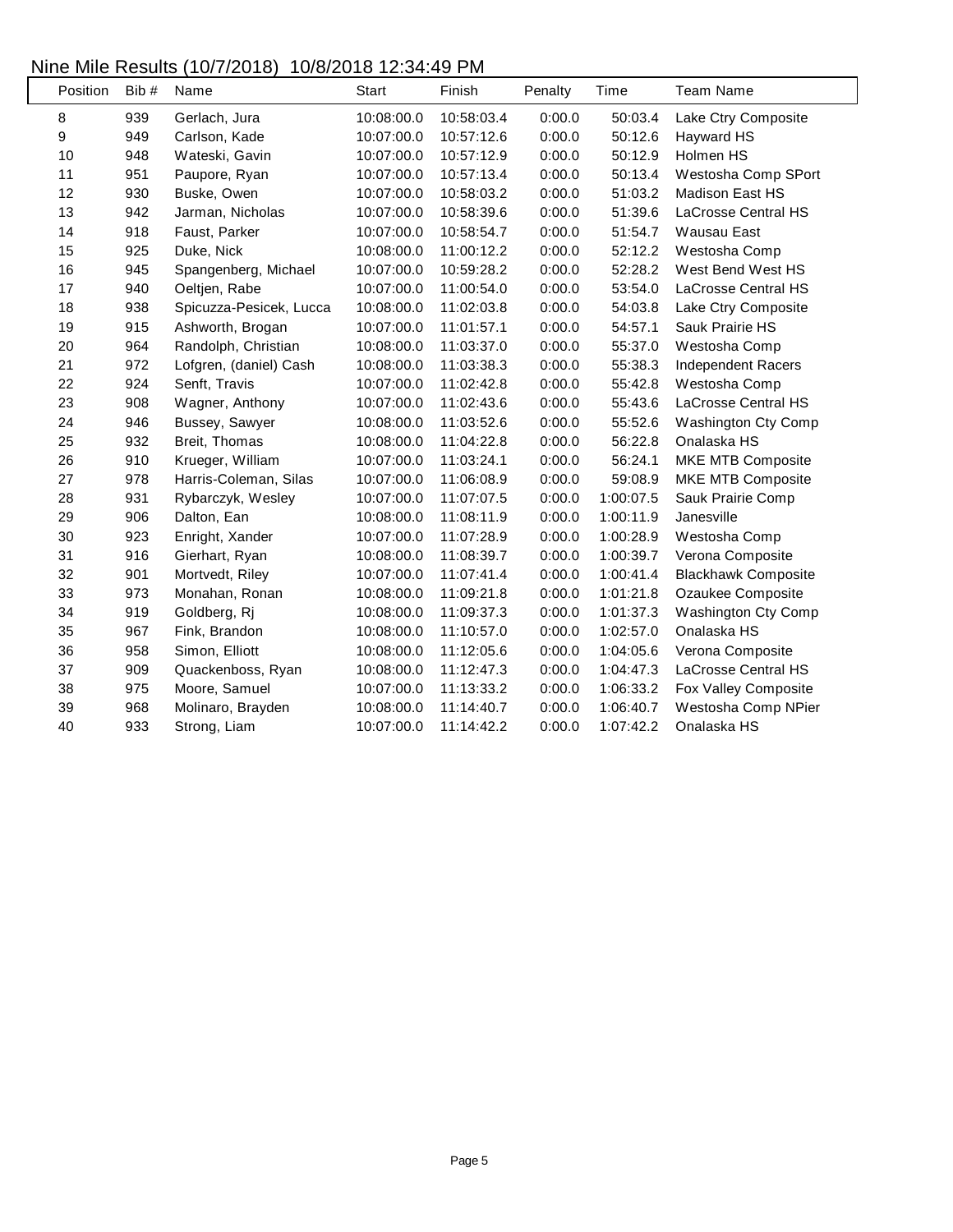## Nine Mile Results (10/7/2018) 10/8/2018 12:34:49 PM

| Position | Bib # | Name | Start | Finish | Penalty | Time | Team Name |
|---|---|---|---|---|---|---|---|
| 8 | 939 | Gerlach, Jura | 10:08:00.0 | 10:58:03.4 | 0:00.0 | 50:03.4 | Lake Ctry Composite |
| 9 | 949 | Carlson, Kade | 10:07:00.0 | 10:57:12.6 | 0:00.0 | 50:12.6 | Hayward HS |
| 10 | 948 | Wateski, Gavin | 10:07:00.0 | 10:57:12.9 | 0:00.0 | 50:12.9 | Holmen HS |
| 11 | 951 | Paupore, Ryan | 10:07:00.0 | 10:57:13.4 | 0:00.0 | 50:13.4 | Westosha Comp SPort |
| 12 | 930 | Buske, Owen | 10:07:00.0 | 10:58:03.2 | 0:00.0 | 51:03.2 | Madison East HS |
| 13 | 942 | Jarman, Nicholas | 10:07:00.0 | 10:58:39.6 | 0:00.0 | 51:39.6 | LaCrosse Central HS |
| 14 | 918 | Faust, Parker | 10:07:00.0 | 10:58:54.7 | 0:00.0 | 51:54.7 | Wausau East |
| 15 | 925 | Duke, Nick | 10:08:00.0 | 11:00:12.2 | 0:00.0 | 52:12.2 | Westosha Comp |
| 16 | 945 | Spangenberg, Michael | 10:07:00.0 | 10:59:28.2 | 0:00.0 | 52:28.2 | West Bend West HS |
| 17 | 940 | Oeltjen, Rabe | 10:07:00.0 | 11:00:54.0 | 0:00.0 | 53:54.0 | LaCrosse Central HS |
| 18 | 938 | Spicuzza-Pesicek, Lucca | 10:08:00.0 | 11:02:03.8 | 0:00.0 | 54:03.8 | Lake Ctry Composite |
| 19 | 915 | Ashworth, Brogan | 10:07:00.0 | 11:01:57.1 | 0:00.0 | 54:57.1 | Sauk Prairie HS |
| 20 | 964 | Randolph, Christian | 10:08:00.0 | 11:03:37.0 | 0:00.0 | 55:37.0 | Westosha Comp |
| 21 | 972 | Lofgren, (daniel) Cash | 10:08:00.0 | 11:03:38.3 | 0:00.0 | 55:38.3 | Independent Racers |
| 22 | 924 | Senft, Travis | 10:07:00.0 | 11:02:42.8 | 0:00.0 | 55:42.8 | Westosha Comp |
| 23 | 908 | Wagner, Anthony | 10:07:00.0 | 11:02:43.6 | 0:00.0 | 55:43.6 | LaCrosse Central HS |
| 24 | 946 | Bussey, Sawyer | 10:08:00.0 | 11:03:52.6 | 0:00.0 | 55:52.6 | Washington Cty Comp |
| 25 | 932 | Breit, Thomas | 10:08:00.0 | 11:04:22.8 | 0:00.0 | 56:22.8 | Onalaska HS |
| 26 | 910 | Krueger, William | 10:07:00.0 | 11:03:24.1 | 0:00.0 | 56:24.1 | MKE MTB Composite |
| 27 | 978 | Harris-Coleman, Silas | 10:07:00.0 | 11:06:08.9 | 0:00.0 | 59:08.9 | MKE MTB Composite |
| 28 | 931 | Rybarczyk, Wesley | 10:07:00.0 | 11:07:07.5 | 0:00.0 | 1:00:07.5 | Sauk Prairie Comp |
| 29 | 906 | Dalton, Ean | 10:08:00.0 | 11:08:11.9 | 0:00.0 | 1:00:11.9 | Janesville |
| 30 | 923 | Enright, Xander | 10:07:00.0 | 11:07:28.9 | 0:00.0 | 1:00:28.9 | Westosha Comp |
| 31 | 916 | Gierhart, Ryan | 10:08:00.0 | 11:08:39.7 | 0:00.0 | 1:00:39.7 | Verona Composite |
| 32 | 901 | Mortvedt, Riley | 10:07:00.0 | 11:07:41.4 | 0:00.0 | 1:00:41.4 | Blackhawk Composite |
| 33 | 973 | Monahan, Ronan | 10:08:00.0 | 11:09:21.8 | 0:00.0 | 1:01:21.8 | Ozaukee Composite |
| 34 | 919 | Goldberg, Rj | 10:08:00.0 | 11:09:37.3 | 0:00.0 | 1:01:37.3 | Washington Cty Comp |
| 35 | 967 | Fink, Brandon | 10:08:00.0 | 11:10:57.0 | 0:00.0 | 1:02:57.0 | Onalaska HS |
| 36 | 958 | Simon, Elliott | 10:08:00.0 | 11:12:05.6 | 0:00.0 | 1:04:05.6 | Verona Composite |
| 37 | 909 | Quackenboss, Ryan | 10:08:00.0 | 11:12:47.3 | 0:00.0 | 1:04:47.3 | LaCrosse Central HS |
| 38 | 975 | Moore, Samuel | 10:07:00.0 | 11:13:33.2 | 0:00.0 | 1:06:33.2 | Fox Valley Composite |
| 39 | 968 | Molinaro, Brayden | 10:08:00.0 | 11:14:40.7 | 0:00.0 | 1:06:40.7 | Westosha Comp NPier |
| 40 | 933 | Strong, Liam | 10:07:00.0 | 11:14:42.2 | 0:00.0 | 1:07:42.2 | Onalaska HS |